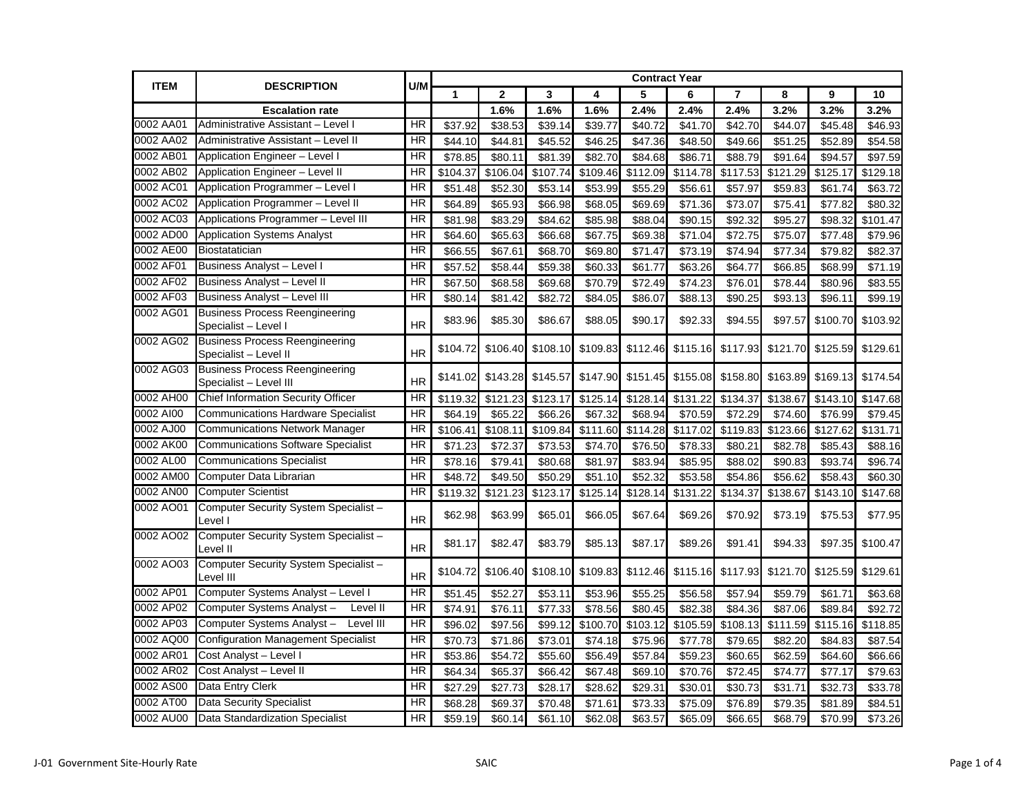| ITEM | DESCRIPTION | U/M | Contract Year | | | | | | | | | |
|---|---|---|---|---|---|---|---|---|---|---|---|---|
| | | | 1 | 2 | 3 | 4 | 5 | 6 | 7 | 8 | 9 | 10 |
| | **Escalation rate** | | | 1.6% | 1.6% | 1.6% | 2.4% | 2.4% | 2.4% | 3.2% | 3.2% | 3.2% |
| 0002 AA01 | Administrative Assistant – Level I | HR | $37.92 | $38.53 | $39.14 | $39.77 | $40.72 | $41.70 | $42.70 | $44.07 | $45.48 | $46.93 |
| 0002 AA02 | Administrative Assistant – Level II | HR | $44.10 | $44.81 | $45.52 | $46.25 | $47.36 | $48.50 | $49.66 | $51.25 | $52.89 | $54.58 |
| 0002 AB01 | Application Engineer – Level I | HR | $78.85 | $80.11 | $81.39 | $82.70 | $84.68 | $86.71 | $88.79 | $91.64 | $94.57 | $97.59 |
| 0002 AB02 | Application Engineer – Level II | HR | $104.37 | $106.04 | $107.74 | $109.46 | $112.09 | $114.78 | $117.53 | $121.29 | $125.17 | $129.18 |
| 0002 AC01 | Application Programmer – Level I | HR | $51.48 | $52.30 | $53.14 | $53.99 | $55.29 | $56.61 | $57.97 | $59.83 | $61.74 | $63.72 |
| 0002 AC02 | Application Programmer – Level II | HR | $64.89 | $65.93 | $66.98 | $68.05 | $69.69 | $71.36 | $73.07 | $75.41 | $77.82 | $80.32 |
| 0002 AC03 | Applications Programmer – Level III | HR | $81.98 | $83.29 | $84.62 | $85.98 | $88.04 | $90.15 | $92.32 | $95.27 | $98.32 | $101.47 |
| 0002 AD00 | Application Systems Analyst | HR | $64.60 | $65.63 | $66.68 | $67.75 | $69.38 | $71.04 | $72.75 | $75.07 | $77.48 | $79.96 |
| 0002 AE00 | Biostatatician | HR | $66.55 | $67.61 | $68.70 | $69.80 | $71.47 | $73.19 | $74.94 | $77.34 | $79.82 | $82.37 |
| 0002 AF01 | Business Analyst – Level I | HR | $57.52 | $58.44 | $59.38 | $60.33 | $61.77 | $63.26 | $64.77 | $66.85 | $68.99 | $71.19 |
| 0002 AF02 | Business Analyst – Level II | HR | $67.50 | $68.58 | $69.68 | $70.79 | $72.49 | $74.23 | $76.01 | $78.44 | $80.96 | $83.55 |
| 0002 AF03 | Business Analyst – Level III | HR | $80.14 | $81.42 | $82.72 | $84.05 | $86.07 | $88.13 | $90.25 | $93.13 | $96.11 | $99.19 |
| 0002 AG01 | Business Process Reengineering Specialist – Level I | HR | $83.96 | $85.30 | $86.67 | $88.05 | $90.17 | $92.33 | $94.55 | $97.57 | $100.70 | $103.92 |
| 0002 AG02 | Business Process Reengineering Specialist – Level II | HR | $104.72 | $106.40 | $108.10 | $109.83 | $112.46 | $115.16 | $117.93 | $121.70 | $125.59 | $129.61 |
| 0002 AG03 | Business Process Reengineering Specialist – Level III | HR | $141.02 | $143.28 | $145.57 | $147.90 | $151.45 | $155.08 | $158.80 | $163.89 | $169.13 | $174.54 |
| 0002 AH00 | Chief Information Security Officer | HR | $119.32 | $121.23 | $123.17 | $125.14 | $128.14 | $131.22 | $134.37 | $138.67 | $143.10 | $147.68 |
| 0002 AI00 | Communications Hardware Specialist | HR | $64.19 | $65.22 | $66.26 | $67.32 | $68.94 | $70.59 | $72.29 | $74.60 | $76.99 | $79.45 |
| 0002 AJ00 | Communications Network Manager | HR | $106.41 | $108.11 | $109.84 | $111.60 | $114.28 | $117.02 | $119.83 | $123.66 | $127.62 | $131.71 |
| 0002 AK00 | Communications Software Specialist | HR | $71.23 | $72.37 | $73.53 | $74.70 | $76.50 | $78.33 | $80.21 | $82.78 | $85.43 | $88.16 |
| 0002 AL00 | Communications Specialist | HR | $78.16 | $79.41 | $80.68 | $81.97 | $83.94 | $85.95 | $88.02 | $90.83 | $93.74 | $96.74 |
| 0002 AM00 | Computer Data Librarian | HR | $48.72 | $49.50 | $50.29 | $51.10 | $52.32 | $53.58 | $54.86 | $56.62 | $58.43 | $60.30 |
| 0002 AN00 | Computer Scientist | HR | $119.32 | $121.23 | $123.17 | $125.14 | $128.14 | $131.22 | $134.37 | $138.67 | $143.10 | $147.68 |
| 0002 AO01 | Computer Security System Specialist – Level I | HR | $62.98 | $63.99 | $65.01 | $66.05 | $67.64 | $69.26 | $70.92 | $73.19 | $75.53 | $77.95 |
| 0002 AO02 | Computer Security System Specialist – Level II | HR | $81.17 | $82.47 | $83.79 | $85.13 | $87.17 | $89.26 | $91.41 | $94.33 | $97.35 | $100.47 |
| 0002 AO03 | Computer Security System Specialist – Level III | HR | $104.72 | $106.40 | $108.10 | $109.83 | $112.46 | $115.16 | $117.93 | $121.70 | $125.59 | $129.61 |
| 0002 AP01 | Computer Systems Analyst – Level I | HR | $51.45 | $52.27 | $53.11 | $53.96 | $55.25 | $56.58 | $57.94 | $59.79 | $61.71 | $63.68 |
| 0002 AP02 | Computer Systems Analyst – Level II | HR | $74.91 | $76.11 | $77.33 | $78.56 | $80.45 | $82.38 | $84.36 | $87.06 | $89.84 | $92.72 |
| 0002 AP03 | Computer Systems Analyst – Level III | HR | $96.02 | $97.56 | $99.12 | $100.70 | $103.12 | $105.59 | $108.13 | $111.59 | $115.16 | $118.85 |
| 0002 AQ00 | Configuration Management Specialist | HR | $70.73 | $71.86 | $73.01 | $74.18 | $75.96 | $77.78 | $79.65 | $82.20 | $84.83 | $87.54 |
| 0002 AR01 | Cost Analyst – Level I | HR | $53.86 | $54.72 | $55.60 | $56.49 | $57.84 | $59.23 | $60.65 | $62.59 | $64.60 | $66.66 |
| 0002 AR02 | Cost Analyst – Level II | HR | $64.34 | $65.37 | $66.42 | $67.48 | $69.10 | $70.76 | $72.45 | $74.77 | $77.17 | $79.63 |
| 0002 AS00 | Data Entry Clerk | HR | $27.29 | $27.73 | $28.17 | $28.62 | $29.31 | $30.01 | $30.73 | $31.71 | $32.73 | $33.78 |
| 0002 AT00 | Data Security Specialist | HR | $68.28 | $69.37 | $70.48 | $71.61 | $73.33 | $75.09 | $76.89 | $79.35 | $81.89 | $84.51 |
| 0002 AU00 | Data Standardization Specialist | HR | $59.19 | $60.14 | $61.10 | $62.08 | $63.57 | $65.09 | $66.65 | $68.79 | $70.99 | $73.26 |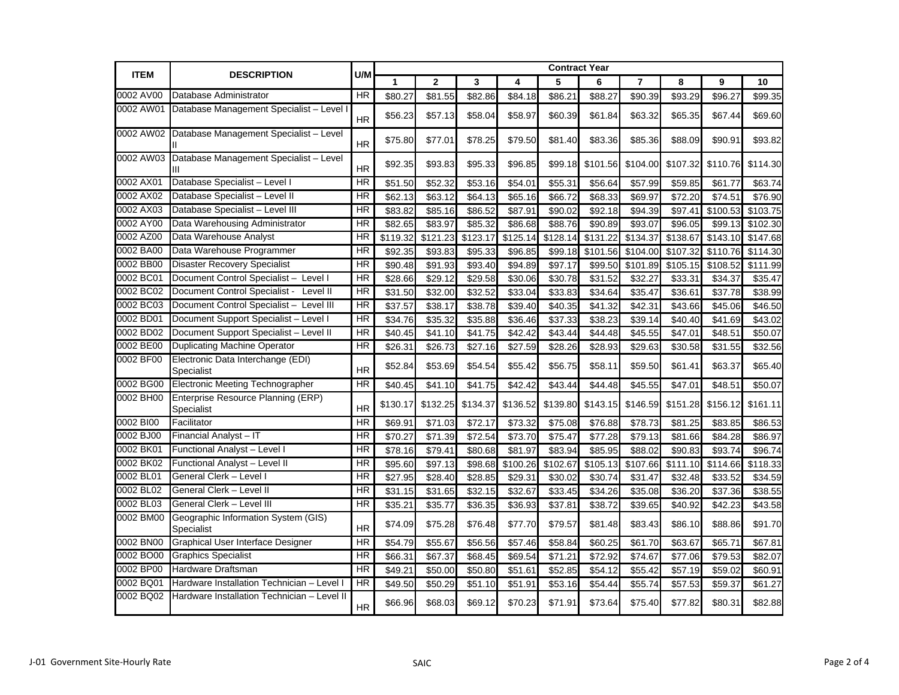| ITEM | DESCRIPTION | U/M | Contract Year | | | | | | | | | |
|---|---|---|---|---|---|---|---|---|---|---|---|---|
| | | | 1 | 2 | 3 | 4 | 5 | 6 | 7 | 8 | 9 | 10 |
| 0002 AV00 | Database Administrator | HR | $80.27 | $81.55 | $82.86 | $84.18 | $86.21 | $88.27 | $90.39 | $93.29 | $96.27 | $99.35 |
| 0002 AW01 | Database Management Specialist – Level I | HR | $56.23 | $57.13 | $58.04 | $58.97 | $60.39 | $61.84 | $63.32 | $65.35 | $67.44 | $69.60 |
| 0002 AW02 | Database Management Specialist – Level II | HR | $75.80 | $77.01 | $78.25 | $79.50 | $81.40 | $83.36 | $85.36 | $88.09 | $90.91 | $93.82 |
| 0002 AW03 | Database Management Specialist – Level III | HR | $92.35 | $93.83 | $95.33 | $96.85 | $99.18 | $101.56 | $104.00 | $107.32 | $110.76 | $114.30 |
| 0002 AX01 | Database Specialist – Level I | HR | $51.50 | $52.32 | $53.16 | $54.01 | $55.31 | $56.64 | $57.99 | $59.85 | $61.77 | $63.74 |
| 0002 AX02 | Database Specialist – Level II | HR | $62.13 | $63.12 | $64.13 | $65.16 | $66.72 | $68.33 | $69.97 | $72.20 | $74.51 | $76.90 |
| 0002 AX03 | Database Specialist – Level III | HR | $83.82 | $85.16 | $86.52 | $87.91 | $90.02 | $92.18 | $94.39 | $97.41 | $100.53 | $103.75 |
| 0002 AY00 | Data Warehousing Administrator | HR | $82.65 | $83.97 | $85.32 | $86.68 | $88.76 | $90.89 | $93.07 | $96.05 | $99.13 | $102.30 |
| 0002 AZ00 | Data Warehouse Analyst | HR | $119.32 | $121.23 | $123.17 | $125.14 | $128.14 | $131.22 | $134.37 | $138.67 | $143.10 | $147.68 |
| 0002 BA00 | Data Warehouse Programmer | HR | $92.35 | $93.83 | $95.33 | $96.85 | $99.18 | $101.56 | $104.00 | $107.32 | $110.76 | $114.30 |
| 0002 BB00 | Disaster Recovery Specialist | HR | $90.48 | $91.93 | $93.40 | $94.89 | $97.17 | $99.50 | $101.89 | $105.15 | $108.52 | $111.99 |
| 0002 BC01 | Document Control Specialist – Level I | HR | $28.66 | $29.12 | $29.58 | $30.06 | $30.78 | $31.52 | $32.27 | $33.31 | $34.37 | $35.47 |
| 0002 BC02 | Document Control Specialist - Level II | HR | $31.50 | $32.00 | $32.52 | $33.04 | $33.83 | $34.64 | $35.47 | $36.61 | $37.78 | $38.99 |
| 0002 BC03 | Document Control Specialist – Level III | HR | $37.57 | $38.17 | $38.78 | $39.40 | $40.35 | $41.32 | $42.31 | $43.66 | $45.06 | $46.50 |
| 0002 BD01 | Document Support Specialist – Level I | HR | $34.76 | $35.32 | $35.88 | $36.46 | $37.33 | $38.23 | $39.14 | $40.40 | $41.69 | $43.02 |
| 0002 BD02 | Document Support Specialist – Level II | HR | $40.45 | $41.10 | $41.75 | $42.42 | $43.44 | $44.48 | $45.55 | $47.01 | $48.51 | $50.07 |
| 0002 BE00 | Duplicating Machine Operator | HR | $26.31 | $26.73 | $27.16 | $27.59 | $28.26 | $28.93 | $29.63 | $30.58 | $31.55 | $32.56 |
| 0002 BF00 | Electronic Data Interchange (EDI) Specialist | HR | $52.84 | $53.69 | $54.54 | $55.42 | $56.75 | $58.11 | $59.50 | $61.41 | $63.37 | $65.40 |
| 0002 BG00 | Electronic Meeting Technographer | HR | $40.45 | $41.10 | $41.75 | $42.42 | $43.44 | $44.48 | $45.55 | $47.01 | $48.51 | $50.07 |
| 0002 BH00 | Enterprise Resource Planning (ERP) Specialist | HR | $130.17 | $132.25 | $134.37 | $136.52 | $139.80 | $143.15 | $146.59 | $151.28 | $156.12 | $161.11 |
| 0002 BI00 | Facilitator | HR | $69.91 | $71.03 | $72.17 | $73.32 | $75.08 | $76.88 | $78.73 | $81.25 | $83.85 | $86.53 |
| 0002 BJ00 | Financial Analyst – IT | HR | $70.27 | $71.39 | $72.54 | $73.70 | $75.47 | $77.28 | $79.13 | $81.66 | $84.28 | $86.97 |
| 0002 BK01 | Functional Analyst – Level I | HR | $78.16 | $79.41 | $80.68 | $81.97 | $83.94 | $85.95 | $88.02 | $90.83 | $93.74 | $96.74 |
| 0002 BK02 | Functional Analyst – Level II | HR | $95.60 | $97.13 | $98.68 | $100.26 | $102.67 | $105.13 | $107.66 | $111.10 | $114.66 | $118.33 |
| 0002 BL01 | General Clerk – Level I | HR | $27.95 | $28.40 | $28.85 | $29.31 | $30.02 | $30.74 | $31.47 | $32.48 | $33.52 | $34.59 |
| 0002 BL02 | General Clerk – Level II | HR | $31.15 | $31.65 | $32.15 | $32.67 | $33.45 | $34.26 | $35.08 | $36.20 | $37.36 | $38.55 |
| 0002 BL03 | General Clerk – Level III | HR | $35.21 | $35.77 | $36.35 | $36.93 | $37.81 | $38.72 | $39.65 | $40.92 | $42.23 | $43.58 |
| 0002 BM00 | Geographic Information System (GIS) Specialist | HR | $74.09 | $75.28 | $76.48 | $77.70 | $79.57 | $81.48 | $83.43 | $86.10 | $88.86 | $91.70 |
| 0002 BN00 | Graphical User Interface Designer | HR | $54.79 | $55.67 | $56.56 | $57.46 | $58.84 | $60.25 | $61.70 | $63.67 | $65.71 | $67.81 |
| 0002 BO00 | Graphics Specialist | HR | $66.31 | $67.37 | $68.45 | $69.54 | $71.21 | $72.92 | $74.67 | $77.06 | $79.53 | $82.07 |
| 0002 BP00 | Hardware Draftsman | HR | $49.21 | $50.00 | $50.80 | $51.61 | $52.85 | $54.12 | $55.42 | $57.19 | $59.02 | $60.91 |
| 0002 BQ01 | Hardware Installation Technician – Level I | HR | $49.50 | $50.29 | $51.10 | $51.91 | $53.16 | $54.44 | $55.74 | $57.53 | $59.37 | $61.27 |
| 0002 BQ02 | Hardware Installation Technician – Level II | HR | $66.96 | $68.03 | $69.12 | $70.23 | $71.91 | $73.64 | $75.40 | $77.82 | $80.31 | $82.88 |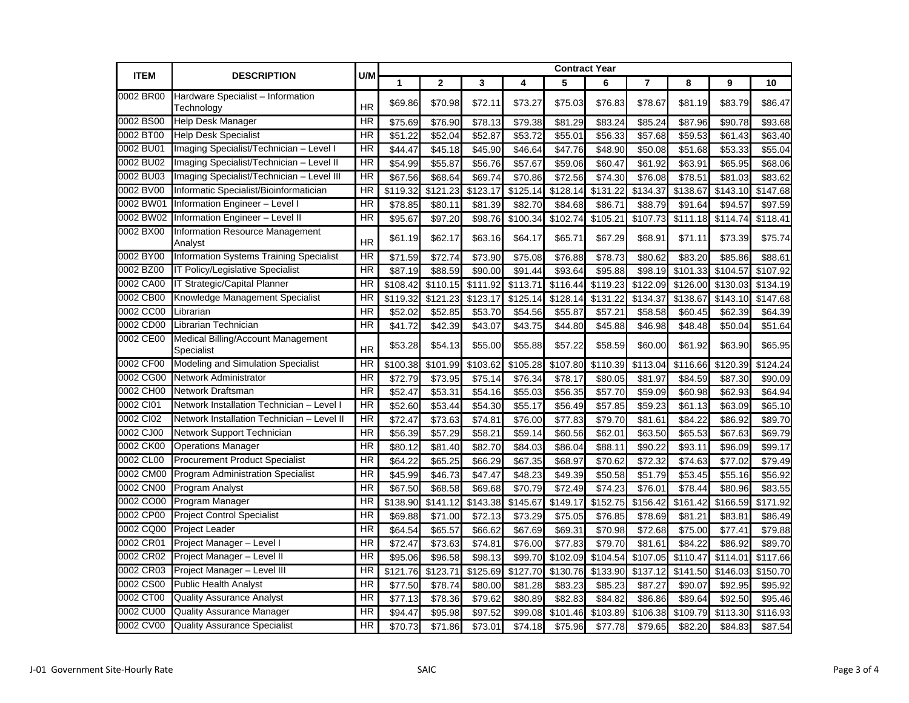| ITEM | DESCRIPTION | U/M | Contract Year | | | | | | | | | |
|---|---|---|---|---|---|---|---|---|---|---|---|---|
| | | | 1 | 2 | 3 | 4 | 5 | 6 | 7 | 8 | 9 | 10 |
| 0002 BR00 | Hardware Specialist – Information Technology | HR | $69.86 | $70.98 | $72.11 | $73.27 | $75.03 | $76.83 | $78.67 | $81.19 | $83.79 | $86.47 |
| 0002 BS00 | Help Desk Manager | HR | $75.69 | $76.90 | $78.13 | $79.38 | $81.29 | $83.24 | $85.24 | $87.96 | $90.78 | $93.68 |
| 0002 BT00 | Help Desk Specialist | HR | $51.22 | $52.04 | $52.87 | $53.72 | $55.01 | $56.33 | $57.68 | $59.53 | $61.43 | $63.40 |
| 0002 BU01 | Imaging Specialist/Technician – Level I | HR | $44.47 | $45.18 | $45.90 | $46.64 | $47.76 | $48.90 | $50.08 | $51.68 | $53.33 | $55.04 |
| 0002 BU02 | Imaging Specialist/Technician – Level II | HR | $54.99 | $55.87 | $56.76 | $57.67 | $59.06 | $60.47 | $61.92 | $63.91 | $65.95 | $68.06 |
| 0002 BU03 | Imaging Specialist/Technician – Level III | HR | $67.56 | $68.64 | $69.74 | $70.86 | $72.56 | $74.30 | $76.08 | $78.51 | $81.03 | $83.62 |
| 0002 BV00 | Informatic Specialist/Bioinformatician | HR | $119.32 | $121.23 | $123.17 | $125.14 | $128.14 | $131.22 | $134.37 | $138.67 | $143.10 | $147.68 |
| 0002 BW01 | Information Engineer – Level I | HR | $78.85 | $80.11 | $81.39 | $82.70 | $84.68 | $86.71 | $88.79 | $91.64 | $94.57 | $97.59 |
| 0002 BW02 | Information Engineer – Level II | HR | $95.67 | $97.20 | $98.76 | $100.34 | $102.74 | $105.21 | $107.73 | $111.18 | $114.74 | $118.41 |
| 0002 BX00 | Information Resource Management Analyst | HR | $61.19 | $62.17 | $63.16 | $64.17 | $65.71 | $67.29 | $68.91 | $71.11 | $73.39 | $75.74 |
| 0002 BY00 | Information Systems Training Specialist | HR | $71.59 | $72.74 | $73.90 | $75.08 | $76.88 | $78.73 | $80.62 | $83.20 | $85.86 | $88.61 |
| 0002 BZ00 | IT Policy/Legislative Specialist | HR | $87.19 | $88.59 | $90.00 | $91.44 | $93.64 | $95.88 | $98.19 | $101.33 | $104.57 | $107.92 |
| 0002 CA00 | IT Strategic/Capital Planner | HR | $108.42 | $110.15 | $111.92 | $113.71 | $116.44 | $119.23 | $122.09 | $126.00 | $130.03 | $134.19 |
| 0002 CB00 | Knowledge Management Specialist | HR | $119.32 | $121.23 | $123.17 | $125.14 | $128.14 | $131.22 | $134.37 | $138.67 | $143.10 | $147.68 |
| 0002 CC00 | Librarian | HR | $52.02 | $52.85 | $53.70 | $54.56 | $55.87 | $57.21 | $58.58 | $60.45 | $62.39 | $64.39 |
| 0002 CD00 | Librarian Technician | HR | $41.72 | $42.39 | $43.07 | $43.75 | $44.80 | $45.88 | $46.98 | $48.48 | $50.04 | $51.64 |
| 0002 CE00 | Medical Billing/Account Management Specialist | HR | $53.28 | $54.13 | $55.00 | $55.88 | $57.22 | $58.59 | $60.00 | $61.92 | $63.90 | $65.95 |
| 0002 CF00 | Modeling and Simulation Specialist | HR | $100.38 | $101.99 | $103.62 | $105.28 | $107.80 | $110.39 | $113.04 | $116.66 | $120.39 | $124.24 |
| 0002 CG00 | Network Administrator | HR | $72.79 | $73.95 | $75.14 | $76.34 | $78.17 | $80.05 | $81.97 | $84.59 | $87.30 | $90.09 |
| 0002 CH00 | Network Draftsman | HR | $52.47 | $53.31 | $54.16 | $55.03 | $56.35 | $57.70 | $59.09 | $60.98 | $62.93 | $64.94 |
| 0002 CI01 | Network Installation Technician – Level I | HR | $52.60 | $53.44 | $54.30 | $55.17 | $56.49 | $57.85 | $59.23 | $61.13 | $63.09 | $65.10 |
| 0002 CI02 | Network Installation Technician – Level II | HR | $72.47 | $73.63 | $74.81 | $76.00 | $77.83 | $79.70 | $81.61 | $84.22 | $86.92 | $89.70 |
| 0002 CJ00 | Network Support Technician | HR | $56.39 | $57.29 | $58.21 | $59.14 | $60.56 | $62.01 | $63.50 | $65.53 | $67.63 | $69.79 |
| 0002 CK00 | Operations Manager | HR | $80.12 | $81.40 | $82.70 | $84.03 | $86.04 | $88.11 | $90.22 | $93.11 | $96.09 | $99.17 |
| 0002 CL00 | Procurement Product Specialist | HR | $64.22 | $65.25 | $66.29 | $67.35 | $68.97 | $70.62 | $72.32 | $74.63 | $77.02 | $79.49 |
| 0002 CM00 | Program Administration Specialist | HR | $45.99 | $46.73 | $47.47 | $48.23 | $49.39 | $50.58 | $51.79 | $53.45 | $55.16 | $56.92 |
| 0002 CN00 | Program Analyst | HR | $67.50 | $68.58 | $69.68 | $70.79 | $72.49 | $74.23 | $76.01 | $78.44 | $80.96 | $83.55 |
| 0002 CO00 | Program Manager | HR | $138.90 | $141.12 | $143.38 | $145.67 | $149.17 | $152.75 | $156.42 | $161.42 | $166.59 | $171.92 |
| 0002 CP00 | Project Control Specialist | HR | $69.88 | $71.00 | $72.13 | $73.29 | $75.05 | $76.85 | $78.69 | $81.21 | $83.81 | $86.49 |
| 0002 CQ00 | Project Leader | HR | $64.54 | $65.57 | $66.62 | $67.69 | $69.31 | $70.98 | $72.68 | $75.00 | $77.41 | $79.88 |
| 0002 CR01 | Project Manager – Level I | HR | $72.47 | $73.63 | $74.81 | $76.00 | $77.83 | $79.70 | $81.61 | $84.22 | $86.92 | $89.70 |
| 0002 CR02 | Project Manager – Level II | HR | $95.06 | $96.58 | $98.13 | $99.70 | $102.09 | $104.54 | $107.05 | $110.47 | $114.01 | $117.66 |
| 0002 CR03 | Project Manager – Level III | HR | $121.76 | $123.71 | $125.69 | $127.70 | $130.76 | $133.90 | $137.12 | $141.50 | $146.03 | $150.70 |
| 0002 CS00 | Public Health Analyst | HR | $77.50 | $78.74 | $80.00 | $81.28 | $83.23 | $85.23 | $87.27 | $90.07 | $92.95 | $95.92 |
| 0002 CT00 | Quality Assurance Analyst | HR | $77.13 | $78.36 | $79.62 | $80.89 | $82.83 | $84.82 | $86.86 | $89.64 | $92.50 | $95.46 |
| 0002 CU00 | Quality Assurance Manager | HR | $94.47 | $95.98 | $97.52 | $99.08 | $101.46 | $103.89 | $106.38 | $109.79 | $113.30 | $116.93 |
| 0002 CV00 | Quality Assurance Specialist | HR | $70.73 | $71.86 | $73.01 | $74.18 | $75.96 | $77.78 | $79.65 | $82.20 | $84.83 | $87.54 |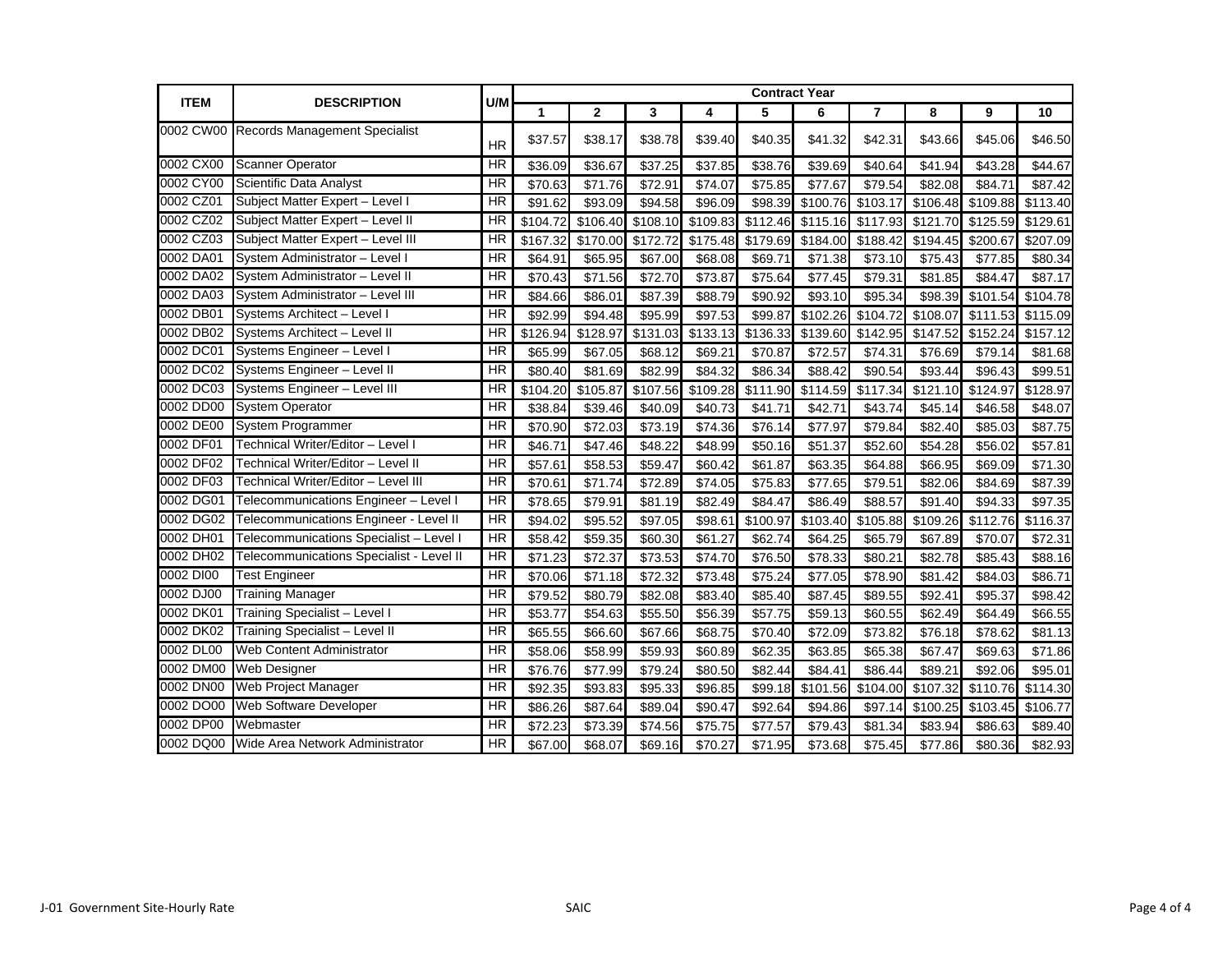| ITEM | DESCRIPTION | U/M | Contract Year | | | | | | | | | |
|---|---|---|---|---|---|---|---|---|---|---|---|---|
| | | | 1 | 2 | 3 | 4 | 5 | 6 | 7 | 8 | 9 | 10 |
| 0002 CW00 | Records Management Specialist | HR | $37.57 | $38.17 | $38.78 | $39.40 | $40.35 | $41.32 | $42.31 | $43.66 | $45.06 | $46.50 |
| 0002 CX00 | Scanner Operator | HR | $36.09 | $36.67 | $37.25 | $37.85 | $38.76 | $39.69 | $40.64 | $41.94 | $43.28 | $44.67 |
| 0002 CY00 | Scientific Data Analyst | HR | $70.63 | $71.76 | $72.91 | $74.07 | $75.85 | $77.67 | $79.54 | $82.08 | $84.71 | $87.42 |
| 0002 CZ01 | Subject Matter Expert – Level I | HR | $91.62 | $93.09 | $94.58 | $96.09 | $98.39 | $100.76 | $103.17 | $106.48 | $109.88 | $113.40 |
| 0002 CZ02 | Subject Matter Expert – Level II | HR | $104.72 | $106.40 | $108.10 | $109.83 | $112.46 | $115.16 | $117.93 | $121.70 | $125.59 | $129.61 |
| 0002 CZ03 | Subject Matter Expert – Level III | HR | $167.32 | $170.00 | $172.72 | $175.48 | $179.69 | $184.00 | $188.42 | $194.45 | $200.67 | $207.09 |
| 0002 DA01 | System Administrator – Level I | HR | $64.91 | $65.95 | $67.00 | $68.08 | $69.71 | $71.38 | $73.10 | $75.43 | $77.85 | $80.34 |
| 0002 DA02 | System Administrator – Level II | HR | $70.43 | $71.56 | $72.70 | $73.87 | $75.64 | $77.45 | $79.31 | $81.85 | $84.47 | $87.17 |
| 0002 DA03 | System Administrator – Level III | HR | $84.66 | $86.01 | $87.39 | $88.79 | $90.92 | $93.10 | $95.34 | $98.39 | $101.54 | $104.78 |
| 0002 DB01 | Systems Architect – Level I | HR | $92.99 | $94.48 | $95.99 | $97.53 | $99.87 | $102.26 | $104.72 | $108.07 | $111.53 | $115.09 |
| 0002 DB02 | Systems Architect – Level II | HR | $126.94 | $128.97 | $131.03 | $133.13 | $136.33 | $139.60 | $142.95 | $147.52 | $152.24 | $157.12 |
| 0002 DC01 | Systems Engineer – Level I | HR | $65.99 | $67.05 | $68.12 | $69.21 | $70.87 | $72.57 | $74.31 | $76.69 | $79.14 | $81.68 |
| 0002 DC02 | Systems Engineer – Level II | HR | $80.40 | $81.69 | $82.99 | $84.32 | $86.34 | $88.42 | $90.54 | $93.44 | $96.43 | $99.51 |
| 0002 DC03 | Systems Engineer – Level III | HR | $104.20 | $105.87 | $107.56 | $109.28 | $111.90 | $114.59 | $117.34 | $121.10 | $124.97 | $128.97 |
| 0002 DD00 | System Operator | HR | $38.84 | $39.46 | $40.09 | $40.73 | $41.71 | $42.71 | $43.74 | $45.14 | $46.58 | $48.07 |
| 0002 DE00 | System Programmer | HR | $70.90 | $72.03 | $73.19 | $74.36 | $76.14 | $77.97 | $79.84 | $82.40 | $85.03 | $87.75 |
| 0002 DF01 | Technical Writer/Editor – Level I | HR | $46.71 | $47.46 | $48.22 | $48.99 | $50.16 | $51.37 | $52.60 | $54.28 | $56.02 | $57.81 |
| 0002 DF02 | Technical Writer/Editor – Level II | HR | $57.61 | $58.53 | $59.47 | $60.42 | $61.87 | $63.35 | $64.88 | $66.95 | $69.09 | $71.30 |
| 0002 DF03 | Technical Writer/Editor – Level III | HR | $70.61 | $71.74 | $72.89 | $74.05 | $75.83 | $77.65 | $79.51 | $82.06 | $84.69 | $87.39 |
| 0002 DG01 | Telecommunications Engineer – Level I | HR | $78.65 | $79.91 | $81.19 | $82.49 | $84.47 | $86.49 | $88.57 | $91.40 | $94.33 | $97.35 |
| 0002 DG02 | Telecommunications Engineer - Level II | HR | $94.02 | $95.52 | $97.05 | $98.61 | $100.97 | $103.40 | $105.88 | $109.26 | $112.76 | $116.37 |
| 0002 DH01 | Telecommunications Specialist – Level I | HR | $58.42 | $59.35 | $60.30 | $61.27 | $62.74 | $64.25 | $65.79 | $67.89 | $70.07 | $72.31 |
| 0002 DH02 | Telecommunications Specialist - Level II | HR | $71.23 | $72.37 | $73.53 | $74.70 | $76.50 | $78.33 | $80.21 | $82.78 | $85.43 | $88.16 |
| 0002 DI00 | Test Engineer | HR | $70.06 | $71.18 | $72.32 | $73.48 | $75.24 | $77.05 | $78.90 | $81.42 | $84.03 | $86.71 |
| 0002 DJ00 | Training Manager | HR | $79.52 | $80.79 | $82.08 | $83.40 | $85.40 | $87.45 | $89.55 | $92.41 | $95.37 | $98.42 |
| 0002 DK01 | Training Specialist – Level I | HR | $53.77 | $54.63 | $55.50 | $56.39 | $57.75 | $59.13 | $60.55 | $62.49 | $64.49 | $66.55 |
| 0002 DK02 | Training Specialist – Level II | HR | $65.55 | $66.60 | $67.66 | $68.75 | $70.40 | $72.09 | $73.82 | $76.18 | $78.62 | $81.13 |
| 0002 DL00 | Web Content Administrator | HR | $58.06 | $58.99 | $59.93 | $60.89 | $62.35 | $63.85 | $65.38 | $67.47 | $69.63 | $71.86 |
| 0002 DM00 | Web Designer | HR | $76.76 | $77.99 | $79.24 | $80.50 | $82.44 | $84.41 | $86.44 | $89.21 | $92.06 | $95.01 |
| 0002 DN00 | Web Project Manager | HR | $92.35 | $93.83 | $95.33 | $96.85 | $99.18 | $101.56 | $104.00 | $107.32 | $110.76 | $114.30 |
| 0002 DO00 | Web Software Developer | HR | $86.26 | $87.64 | $89.04 | $90.47 | $92.64 | $94.86 | $97.14 | $100.25 | $103.45 | $106.77 |
| 0002 DP00 | Webmaster | HR | $72.23 | $73.39 | $74.56 | $75.75 | $77.57 | $79.43 | $81.34 | $83.94 | $86.63 | $89.40 |
| 0002 DQ00 | Wide Area Network Administrator | HR | $67.00 | $68.07 | $69.16 | $70.27 | $71.95 | $73.68 | $75.45 | $77.86 | $80.36 | $82.93 |